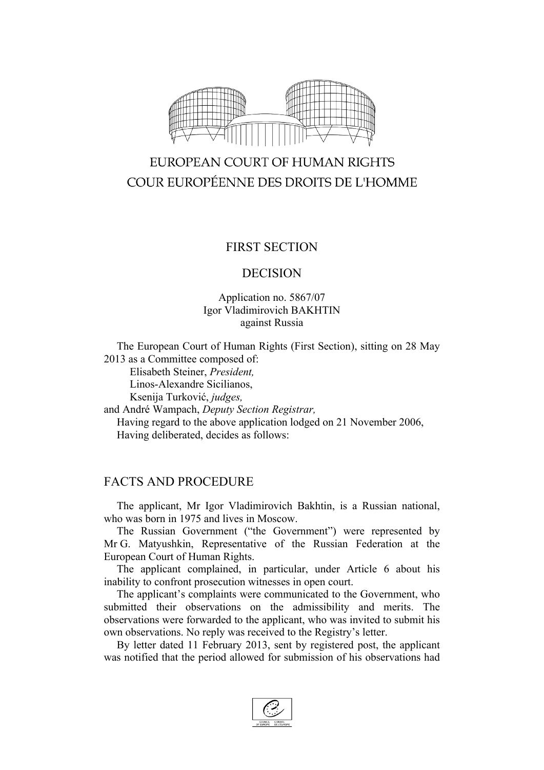EUROPEAN COURT OF HUMAN RIGHTS
COUR EUROPÉENNE DES DROITS DE L'HOMME

FIRST SECTION

DECISION

Application no. 5867/07
Igor Vladimirovich BAKHTIN
against Russia

The European Court of Human Rights (First Section), sitting on 28 May 2013 as a Committee composed of:
Elisabeth Steiner, *President,*
Linos-Alexandre Sicilianos,
Ksenija Turković, *judges,*
and André Wampach, *Deputy Section Registrar,*
Having regard to the above application lodged on 21 November 2006,
Having deliberated, decides as follows:

## FACTS AND PROCEDURE

The applicant, Mr Igor Vladimirovich Bakhtin, is a Russian national, who was born in 1975 and lives in Moscow.

The Russian Government ("the Government") were represented by Mr G. Matyushkin, Representative of the Russian Federation at the European Court of Human Rights.

The applicant complained, in particular, under Article 6 about his inability to confront prosecution witnesses in open court.

The applicant's complaints were communicated to the Government, who submitted their observations on the admissibility and merits. The observations were forwarded to the applicant, who was invited to submit his own observations. No reply was received to the Registry's letter.

By letter dated 11 February 2013, sent by registered post, the applicant was notified that the period allowed for submission of his observations had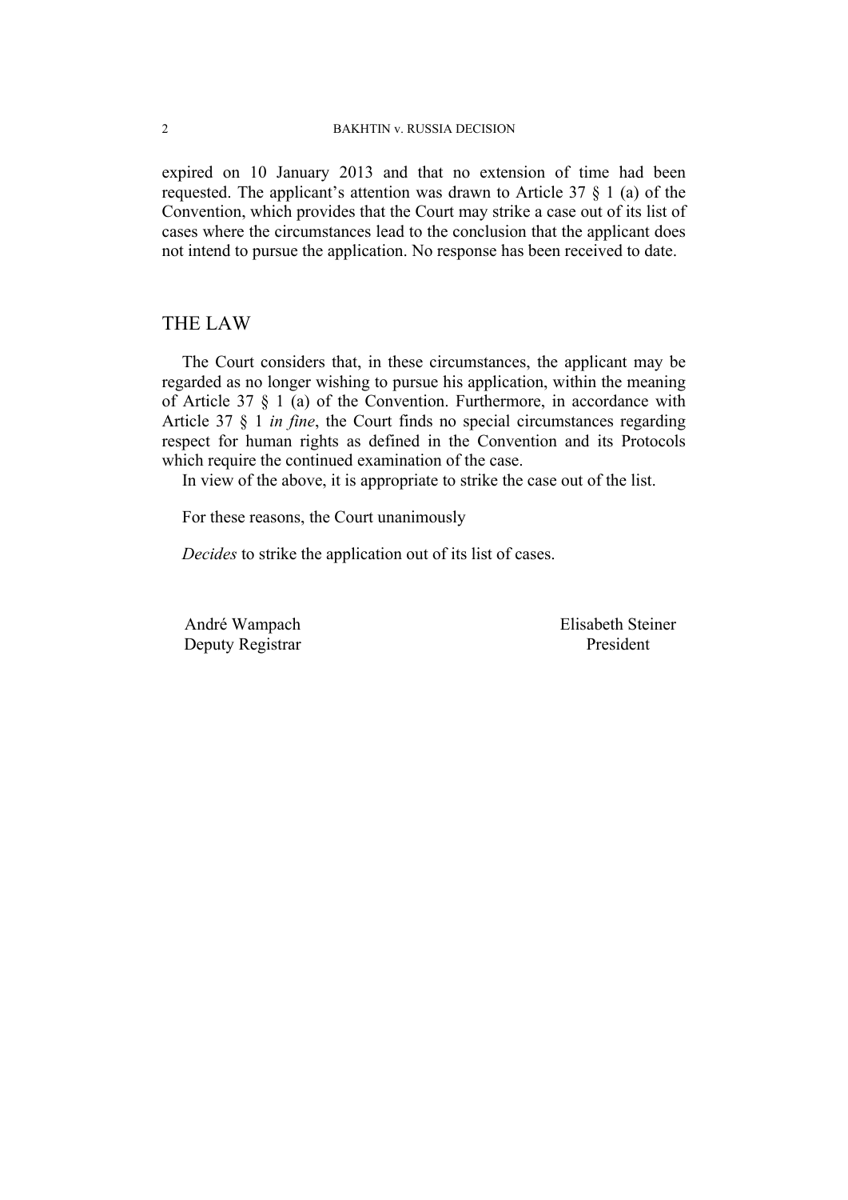expired on 10 January 2013 and that no extension of time had been requested. The applicant's attention was drawn to Article 37 § 1 (a) of the Convention, which provides that the Court may strike a case out of its list of cases where the circumstances lead to the conclusion that the applicant does not intend to pursue the application. No response has been received to date.

## THE LAW

The Court considers that, in these circumstances, the applicant may be regarded as no longer wishing to pursue his application, within the meaning of Article 37 § 1 (a) of the Convention. Furthermore, in accordance with Article 37 § 1 *in fine*, the Court finds no special circumstances regarding respect for human rights as defined in the Convention and its Protocols which require the continued examination of the case.

In view of the above, it is appropriate to strike the case out of the list.

For these reasons, the Court unanimously

*Decides* to strike the application out of its list of cases.

André Wampach
Deputy Registrar

Elisabeth Steiner
President